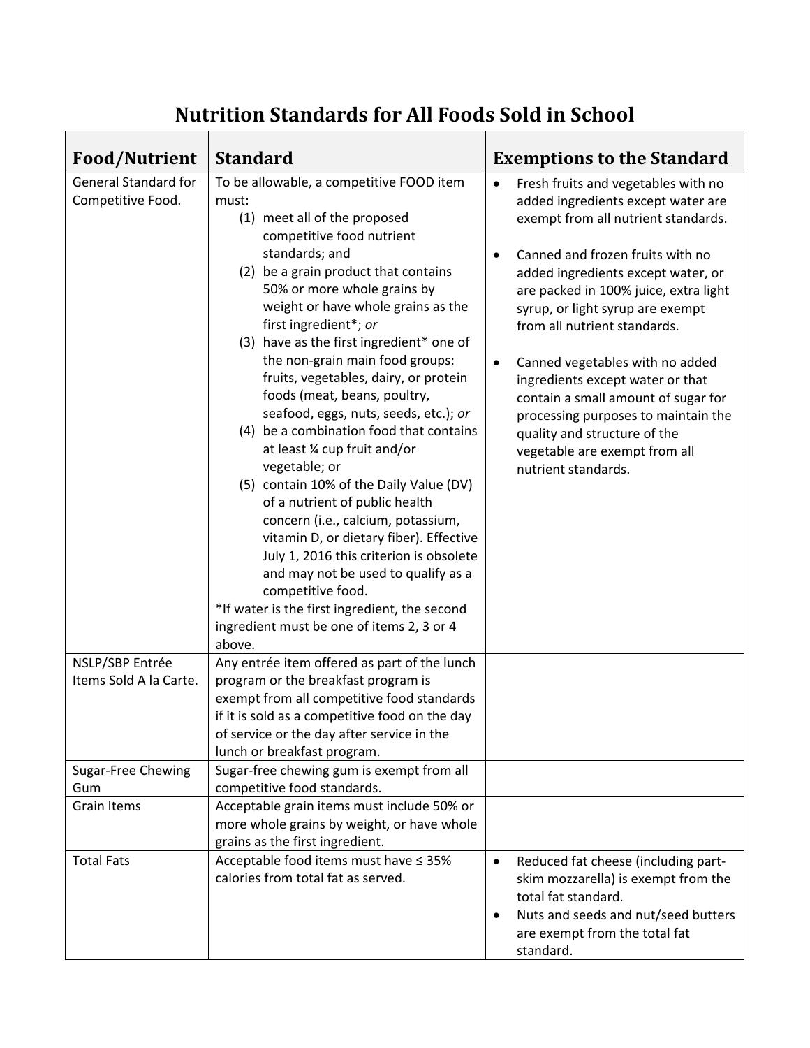# Nutrition Standards for All Foods Sold in School

| Food/Nutrient | Standard | Exemptions to the Standard |
|---|---|---|
| General Standard for Competitive Food. | To be allowable, a competitive FOOD item must:<br>(1) meet all of the proposed competitive food nutrient standards; and<br>(2) be a grain product that contains 50% or more whole grains by weight or have whole grains as the first ingredient*; *or*<br>(3) have as the first ingredient* one of the non-grain main food groups: fruits, vegetables, dairy, or protein foods (meat, beans, poultry, seafood, eggs, nuts, seeds, etc.); *or*<br>(4) be a combination food that contains at least ¼ cup fruit and/or vegetable; or<br>(5) contain 10% of the Daily Value (DV) of a nutrient of public health concern (i.e., calcium, potassium, vitamin D, or dietary fiber). Effective July 1, 2016 this criterion is obsolete and may not be used to qualify as a competitive food.<br>*If water is the first ingredient, the second ingredient must be one of items 2, 3 or 4 above. | • Fresh fruits and vegetables with no added ingredients except water are exempt from all nutrient standards.<br>• Canned and frozen fruits with no added ingredients except water, or are packed in 100% juice, extra light syrup, or light syrup are exempt from all nutrient standards.<br>• Canned vegetables with no added ingredients except water or that contain a small amount of sugar for processing purposes to maintain the quality and structure of the vegetable are exempt from all nutrient standards. |
| NSLP/SBP Entrée Items Sold A la Carte. | Any entrée item offered as part of the lunch program or the breakfast program is exempt from all competitive food standards if it is sold as a competitive food on the day of service or the day after service in the lunch or breakfast program. | |
| Sugar-Free Chewing Gum | Sugar-free chewing gum is exempt from all competitive food standards. | |
| Grain Items | Acceptable grain items must include 50% or more whole grains by weight, or have whole grains as the first ingredient. | |
| Total Fats | Acceptable food items must have ≤ 35% calories from total fat as served. | • Reduced fat cheese (including part-skim mozzarella) is exempt from the total fat standard.<br>• Nuts and seeds and nut/seed butters are exempt from the total fat standard. |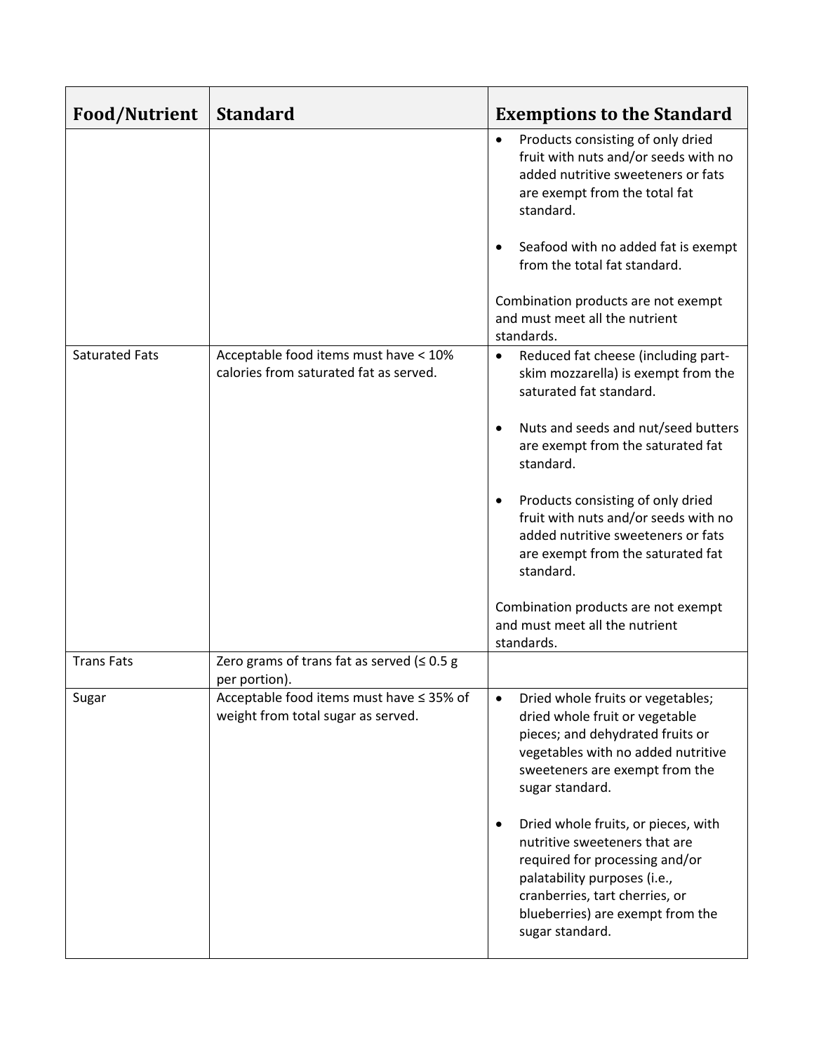| Food/Nutrient | Standard | Exemptions to the Standard |
|---|---|---|
| | | • Products consisting of only dried fruit with nuts and/or seeds with no added nutritive sweeteners or fats are exempt from the total fat standard.<br><br>• Seafood with no added fat is exempt from the total fat standard.<br><br>Combination products are not exempt and must meet all the nutrient standards. |
| Saturated Fats | Acceptable food items must have < 10% calories from saturated fat as served. | • Reduced fat cheese (including part-skim mozzarella) is exempt from the saturated fat standard.<br><br>• Nuts and seeds and nut/seed butters are exempt from the saturated fat standard.<br><br>• Products consisting of only dried fruit with nuts and/or seeds with no added nutritive sweeteners or fats are exempt from the saturated fat standard.<br><br>Combination products are not exempt and must meet all the nutrient standards. |
| Trans Fats | Zero grams of trans fat as served (≤ 0.5 g per portion). | |
| Sugar | Acceptable food items must have ≤ 35% of weight from total sugar as served. | • Dried whole fruits or vegetables; dried whole fruit or vegetable pieces; and dehydrated fruits or vegetables with no added nutritive sweeteners are exempt from the sugar standard.<br><br>• Dried whole fruits, or pieces, with nutritive sweeteners that are required for processing and/or palatability purposes (i.e., cranberries, tart cherries, or blueberries) are exempt from the sugar standard. |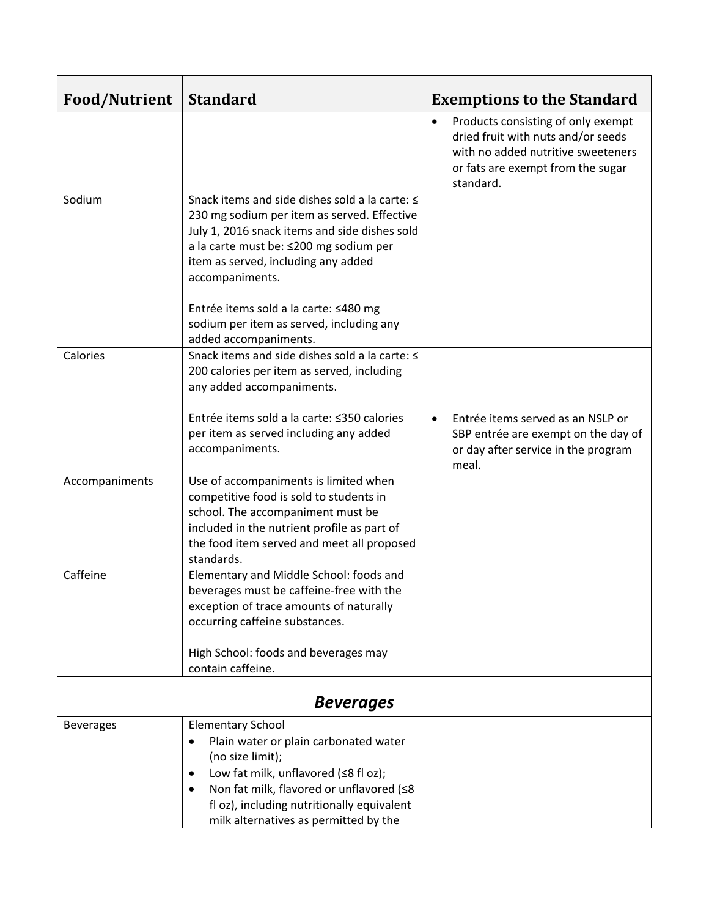| Food/Nutrient | Standard | Exemptions to the Standard |
|---|---|---|
| | | • Products consisting of only exempt dried fruit with nuts and/or seeds with no added nutritive sweeteners or fats are exempt from the sugar standard. |
| Sodium | Snack items and side dishes sold a la carte: ≤ 230 mg sodium per item as served. Effective July 1, 2016 snack items and side dishes sold a la carte must be: ≤200 mg sodium per item as served, including any added accompaniments.<br><br>Entrée items sold a la carte: ≤480 mg sodium per item as served, including any added accompaniments. | |
| Calories | Snack items and side dishes sold a la carte: ≤ 200 calories per item as served, including any added accompaniments.<br><br>Entrée items sold a la carte: ≤350 calories per item as served including any added accompaniments. | • Entrée items served as an NSLP or SBP entrée are exempt on the day of or day after service in the program meal. |
| Accompaniments | Use of accompaniments is limited when competitive food is sold to students in school. The accompaniment must be included in the nutrient profile as part of the food item served and meet all proposed standards. | |
| Caffeine | Elementary and Middle School: foods and beverages must be caffeine-free with the exception of trace amounts of naturally occurring caffeine substances.<br><br>High School: foods and beverages may contain caffeine. | |
| ***Beverages*** | | |
| Beverages | Elementary School<br>• Plain water or plain carbonated water (no size limit);<br>• Low fat milk, unflavored (≤8 fl oz);<br>• Non fat milk, flavored or unflavored (≤8 fl oz), including nutritionally equivalent milk alternatives as permitted by the | |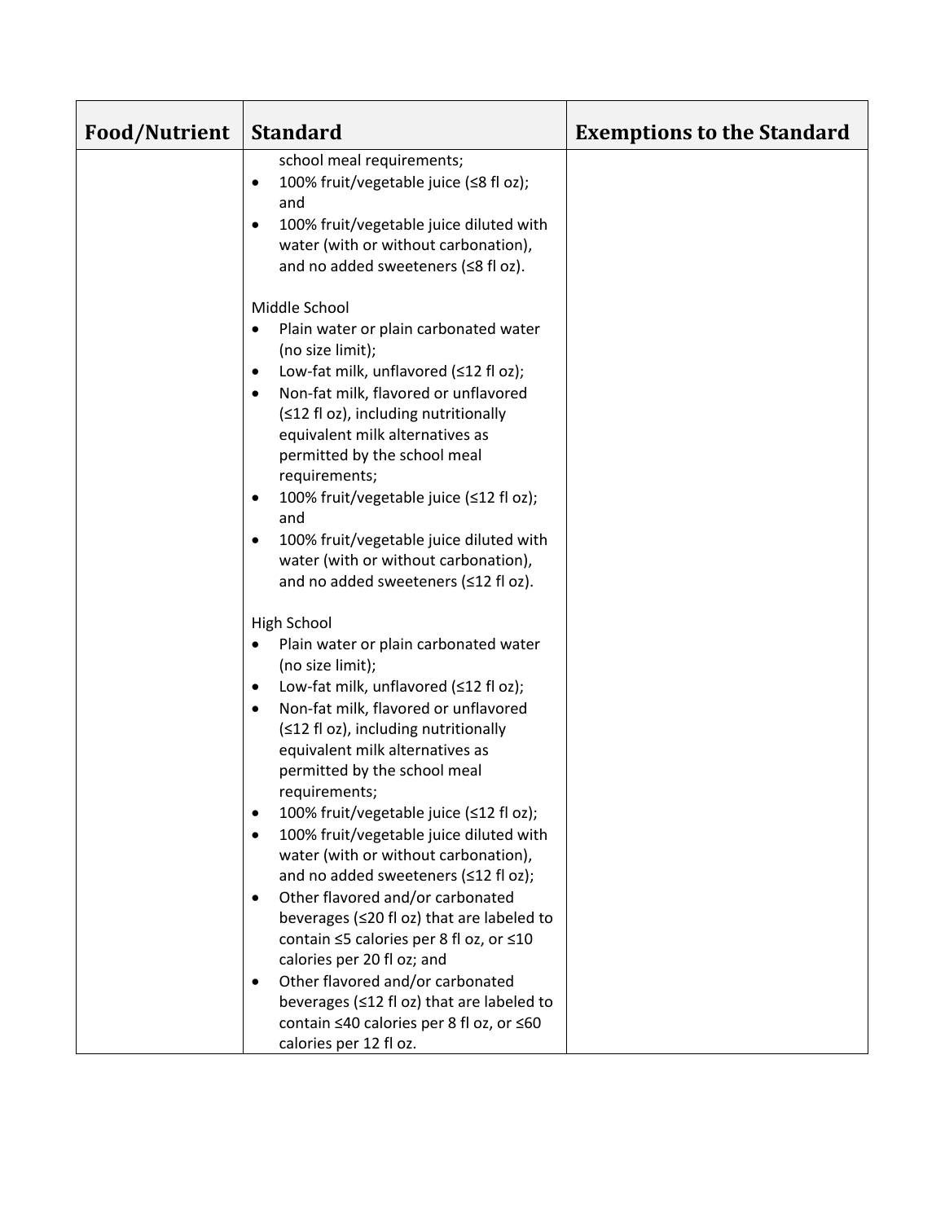| Food/Nutrient | Standard | Exemptions to the Standard |
|---|---|---|
| | school meal requirements;<br>• 100% fruit/vegetable juice (≤8 fl oz); and<br>• 100% fruit/vegetable juice diluted with water (with or without carbonation), and no added sweeteners (≤8 fl oz).<br><br>Middle School<br>• Plain water or plain carbonated water (no size limit);<br>• Low-fat milk, unflavored (≤12 fl oz);<br>• Non-fat milk, flavored or unflavored (≤12 fl oz), including nutritionally equivalent milk alternatives as permitted by the school meal requirements;<br>• 100% fruit/vegetable juice (≤12 fl oz); and<br>• 100% fruit/vegetable juice diluted with water (with or without carbonation), and no added sweeteners (≤12 fl oz).<br><br>High School<br>• Plain water or plain carbonated water (no size limit);<br>• Low-fat milk, unflavored (≤12 fl oz);<br>• Non-fat milk, flavored or unflavored (≤12 fl oz), including nutritionally equivalent milk alternatives as permitted by the school meal requirements;<br>• 100% fruit/vegetable juice (≤12 fl oz);<br>• 100% fruit/vegetable juice diluted with water (with or without carbonation), and no added sweeteners (≤12 fl oz);<br>• Other flavored and/or carbonated beverages (≤20 fl oz) that are labeled to contain ≤5 calories per 8 fl oz, or ≤10 calories per 20 fl oz; and<br>• Other flavored and/or carbonated beverages (≤12 fl oz) that are labeled to contain ≤40 calories per 8 fl oz, or ≤60 calories per 12 fl oz. | |